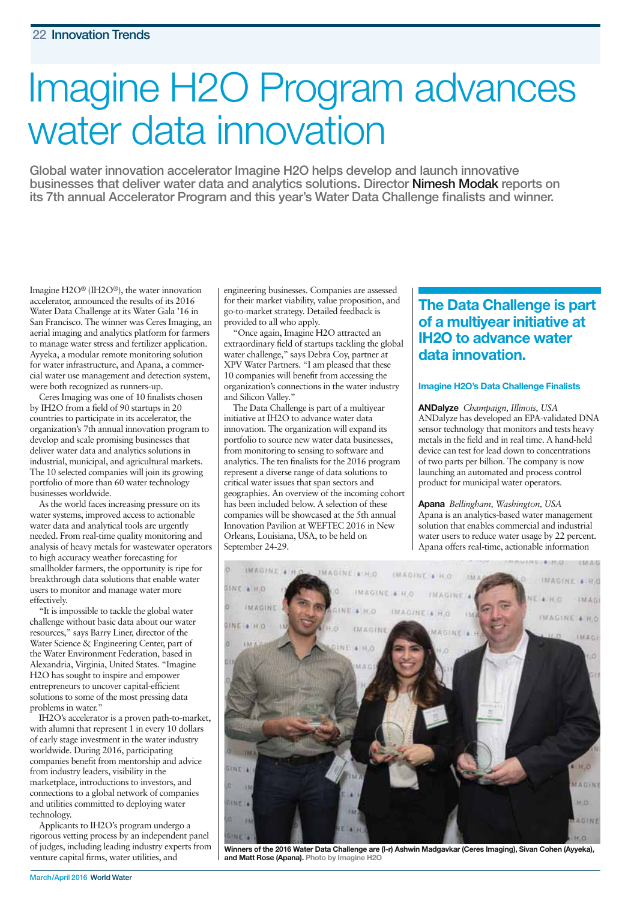# Imagine H2O Program advances water data innovation

**Global water innovation accelerator Imagine H2O helps develop and launch innovative businesses that deliver water data and analytics solutions. Director Nimesh Modak reports on its 7th annual Accelerator Program and this year's Water Data Challenge finalists and winner.**

Imagine H2O® (IH2O®), the water innovation accelerator, announced the results of its 2016 Water Data Challenge at its Water Gala '16 in San Francisco. The winner was Ceres Imaging, an aerial imaging and analytics platform for farmers to manage water stress and fertilizer application. Ayyeka, a modular remote monitoring solution for water infrastructure, and Apana, a commercial water use management and detection system, were both recognized as runners-up.

Ceres Imaging was one of 10 finalists chosen by IH2O from a field of 90 startups in 20 countries to participate in its accelerator, the organization's 7th annual innovation program to develop and scale promising businesses that deliver water data and analytics solutions in industrial, municipal, and agricultural markets. The 10 selected companies will join its growing portfolio of more than 60 water technology businesses worldwide.

As the world faces increasing pressure on its water systems, improved access to actionable water data and analytical tools are urgently needed. From real-time quality monitoring and analysis of heavy metals for wastewater operators to high accuracy weather forecasting for smallholder farmers, the opportunity is ripe for breakthrough data solutions that enable water users to monitor and manage water more effectively.

"It is impossible to tackle the global water challenge without basic data about our water resources," says Barry Liner, director of the Water Science & Engineering Center, part of the Water Environment Federation, based in Alexandria, Virginia, United States. "Imagine H2O has sought to inspire and empower entrepreneurs to uncover capital-efficient solutions to some of the most pressing data problems in water."

IH2O's accelerator is a proven path-to-market, with alumni that represent 1 in every 10 dollars of early stage investment in the water industry worldwide. During 2016, participating companies benefit from mentorship and advice from industry leaders, visibility in the marketplace, introductions to investors, and connections to a global network of companies and utilities committed to deploying water technology.

Applicants to IH2O's program undergo a rigorous vetting process by an independent panel of judges, including leading industry experts from venture capital firms, water utilities, and engineering businesses. Companies are assessed for their market viability, value proposition, and go-to-market strategy. Detailed feedback is provided to all who apply.

"Once again, Imagine H2O attracted an extraordinary field of startups tackling the global water challenge," says Debra Coy, partner at XPV Water Partners. "I am pleased that these 10 companies will benefit from accessing the organization's connections in the water industry and Silicon Valley."

The Data Challenge is part of a multiyear initiative at IH2O to advance water data innovation. The organization will expand its portfolio to source new water data businesses, from monitoring to sensing to software and analytics. The ten finalists for the 2016 program represent a diverse range of data solutions to critical water issues that span sectors and geographies. An overview of the incoming cohort has been included below. A selection of these companies will be showcased at the 5th annual Innovation Pavilion at WEFTEC 2016 in New Orleans, Louisiana, USA, to be held on September 24-29.

**The Data Challenge is part of a multiyear initiative at IH2O to advance water data innovation.**

### Imagine H2O's Data Challenge Finalists

**ANDalyze** *Champaign, Illinois, USA*
ANDalyze has developed an EPA-validated DNA sensor technology that monitors and tests heavy metals in the field and in real time. A hand-held device can test for lead down to concentrations of two parts per billion. The company is now launching an automated and process control product for municipal water operators.

**Apana** *Bellingham, Washington, USA*
Apana is an analytics-based water management solution that enables commercial and industrial water users to reduce water usage by 22 percent. Apana offers real-time, actionable information

**Winners of the 2016 Water Data Challenge are (l-r) Ashwin Madgavkar (Ceres Imaging), Sivan Cohen (Ayyeka), and Matt Rose (Apana).** Photo by Imagine H2O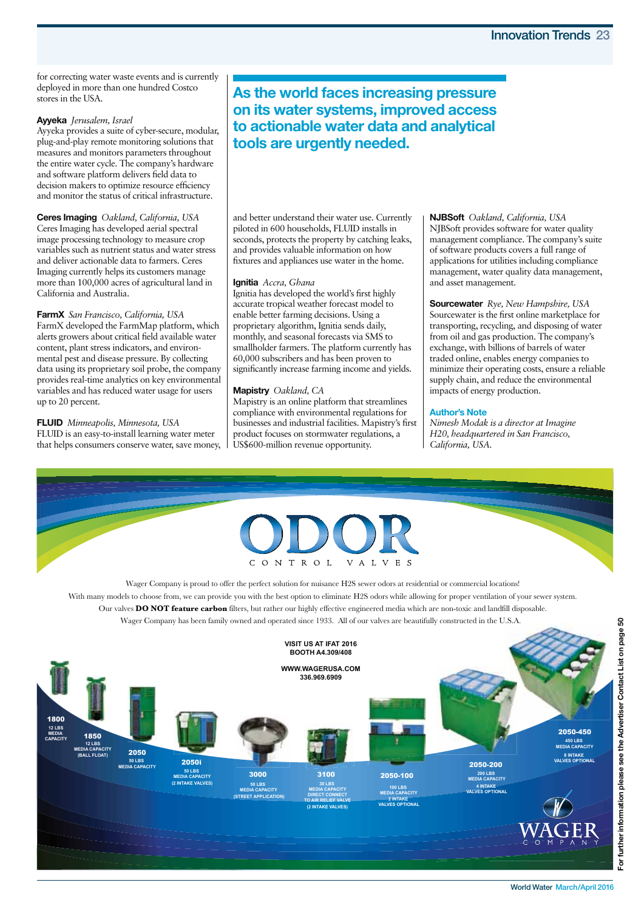for correcting water waste events and is currently deployed in more than one hundred Costco stores in the USA.

**Ayyeka** *Jerusalem, Israel*
Ayyeka provides a suite of cyber-secure, modular, plug-and-play remote monitoring solutions that measures and monitors parameters throughout the entire water cycle. The company's hardware and software platform delivers field data to decision makers to optimize resource efficiency and monitor the status of critical infrastructure.

**Ceres Imaging** *Oakland, California, USA*
Ceres Imaging has developed aerial spectral image processing technology to measure crop variables such as nutrient status and water stress and deliver actionable data to farmers. Ceres Imaging currently helps its customers manage more than 100,000 acres of agricultural land in California and Australia.

**FarmX** *San Francisco, California, USA*
FarmX developed the FarmMap platform, which alerts growers about critical field available water content, plant stress indicators, and environmental pest and disease pressure. By collecting data using its proprietary soil probe, the company provides real-time analytics on key environmental variables and has reduced water usage for users up to 20 percent.

**FLUID** *Minneapolis, Minnesota, USA*
FLUID is an easy-to-install learning water meter that helps consumers conserve water, save money, and better understand their water use. Currently piloted in 600 households, FLUID installs in seconds, protects the property by catching leaks, and provides valuable information on how fixtures and appliances use water in the home.

## As the world faces increasing pressure on its water systems, improved access to actionable water data and analytical tools are urgently needed.

**Ignitia** *Accra, Ghana*
Ignitia has developed the world's first highly accurate tropical weather forecast model to enable better farming decisions. Using a proprietary algorithm, Ignitia sends daily, monthly, and seasonal forecasts via SMS to smallholder farmers. The platform currently has 60,000 subscribers and has been proven to significantly increase farming income and yields.

**Mapistry** *Oakland, CA*
Mapistry is an online platform that streamlines compliance with environmental regulations for businesses and industrial facilities. Mapistry's first product focuses on stormwater regulations, a US$600-million revenue opportunity.

**NJBSoft** *Oakland, California, USA*
NJBSoft provides software for water quality management compliance. The company's suite of software products covers a full range of applications for utilities including compliance management, water quality data management, and asset management.

**Sourcewater** *Rye, New Hampshire, USA*
Sourcewater is the first online marketplace for transporting, recycling, and disposing of water from oil and gas production. The company's exchange, with billions of barrels of water traded online, enables energy companies to minimize their operating costs, ensure a reliable supply chain, and reduce the environmental impacts of energy production.

**Author's Note**
*Nimesh Modak is a director at Imagine H20, headquartered in San Francisco, California, USA.*

---

# ODOR
CONTROL VALVES

Wager Company is proud to offer the perfect solution for nuisance H2S sewer odors at residential or commercial locations!
With many models to choose from, we can provide you with the best option to eliminate H2S odors while allowing for proper ventilation of your sewer system.
Our valves **DO NOT feature carbon** filters, but rather our highly effective engineered media which are non-toxic and landfill disposable.
Wager Company has been family owned and operated since 1933. All of our valves are beautifully constructed in the U.S.A.

VISIT US AT IFAT 2016
BOOTH A4.309/408

WWW.WAGERUSA.COM
336.969.6909

1800
12 LBS MEDIA CAPACITY

1850
12 LBS MEDIA CAPACITY (BALL FLOAT)

2050
50 LBS MEDIA CAPACITY

2050i
50 LBS MEDIA CAPACITY (2 INTAKE VALVES)

3000
50 LBS MEDIA CAPACITY (STREET APPLICATION)

3100
30 LBS MEDIA CAPACITY DIRECT CONNECT TO AIR RELIEF VALVE (2 INTAKE VALVES)

2050-100
100 LBS MEDIA CAPACITY 2 INTAKE VALVES OPTIONAL

2050-200
200 LBS MEDIA CAPACITY 4 INTAKE VALVES OPTIONAL

2050-450
450 LBS MEDIA CAPACITY 8 INTAKE VALVES OPTIONAL

WAGER COMPANY

For further information please see the Advertiser Contact List on page 50